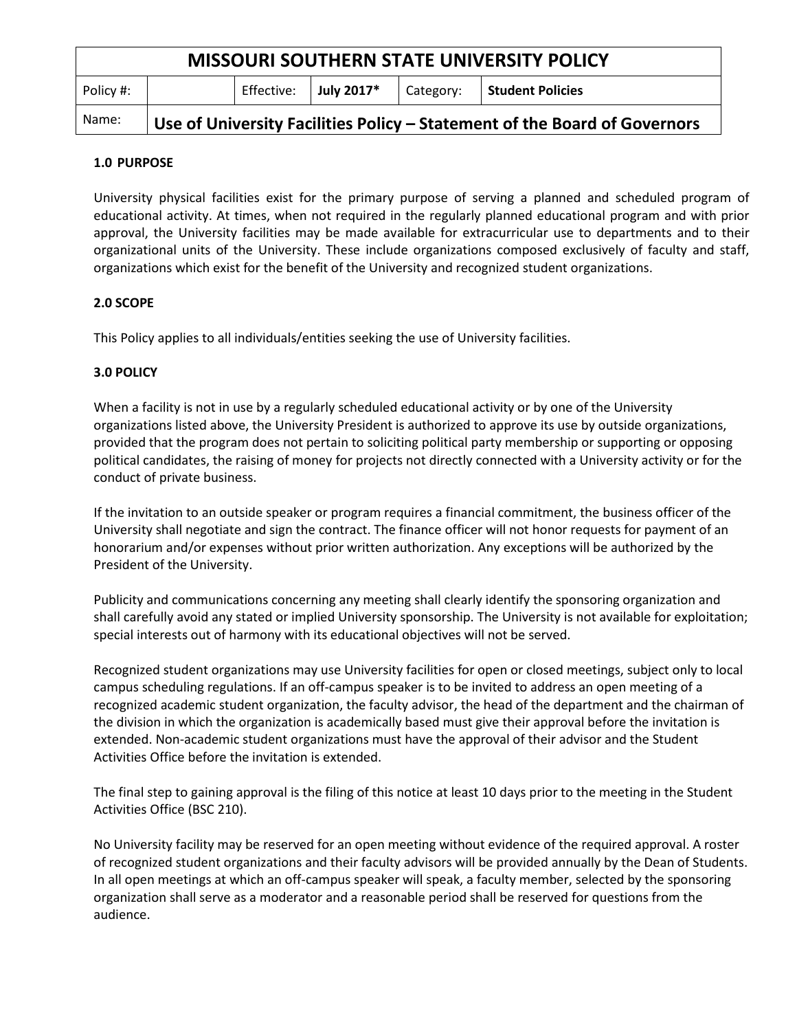| MISSOURI SOUTHERN STATE UNIVERSITY POLICY | | | | | |
|---|---|---|---|---|---|
| Policy #: | | Effective: | **July 2017*** | Category: | **Student Policies** |
| Name: | **Use of University Facilities Policy – Statement of the Board of Governors** | | | | |

## 1.0 PURPOSE

University physical facilities exist for the primary purpose of serving a planned and scheduled program of educational activity. At times, when not required in the regularly planned educational program and with prior approval, the University facilities may be made available for extracurricular use to departments and to their organizational units of the University. These include organizations composed exclusively of faculty and staff, organizations which exist for the benefit of the University and recognized student organizations.

## 2.0 SCOPE

This Policy applies to all individuals/entities seeking the use of University facilities.

## 3.0 POLICY

When a facility is not in use by a regularly scheduled educational activity or by one of the University organizations listed above, the University President is authorized to approve its use by outside organizations, provided that the program does not pertain to soliciting political party membership or supporting or opposing political candidates, the raising of money for projects not directly connected with a University activity or for the conduct of private business.

If the invitation to an outside speaker or program requires a financial commitment, the business officer of the University shall negotiate and sign the contract. The finance officer will not honor requests for payment of an honorarium and/or expenses without prior written authorization. Any exceptions will be authorized by the President of the University.

Publicity and communications concerning any meeting shall clearly identify the sponsoring organization and shall carefully avoid any stated or implied University sponsorship. The University is not available for exploitation; special interests out of harmony with its educational objectives will not be served.

Recognized student organizations may use University facilities for open or closed meetings, subject only to local campus scheduling regulations. If an off-campus speaker is to be invited to address an open meeting of a recognized academic student organization, the faculty advisor, the head of the department and the chairman of the division in which the organization is academically based must give their approval before the invitation is extended. Non-academic student organizations must have the approval of their advisor and the Student Activities Office before the invitation is extended.

The final step to gaining approval is the filing of this notice at least 10 days prior to the meeting in the Student Activities Office (BSC 210).

No University facility may be reserved for an open meeting without evidence of the required approval. A roster of recognized student organizations and their faculty advisors will be provided annually by the Dean of Students. In all open meetings at which an off-campus speaker will speak, a faculty member, selected by the sponsoring organization shall serve as a moderator and a reasonable period shall be reserved for questions from the audience.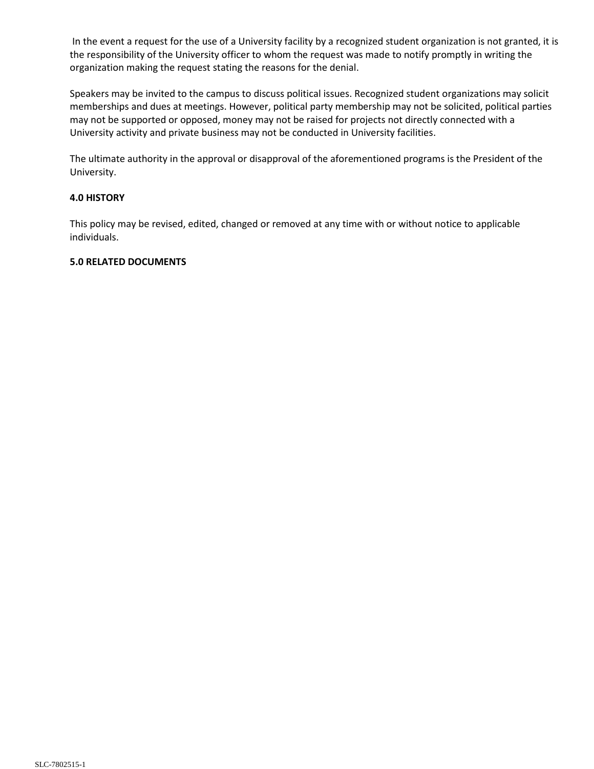In the event a request for the use of a University facility by a recognized student organization is not granted, it is the responsibility of the University officer to whom the request was made to notify promptly in writing the organization making the request stating the reasons for the denial.

Speakers may be invited to the campus to discuss political issues. Recognized student organizations may solicit memberships and dues at meetings. However, political party membership may not be solicited, political parties may not be supported or opposed, money may not be raised for projects not directly connected with a University activity and private business may not be conducted in University facilities.

The ultimate authority in the approval or disapproval of the aforementioned programs is the President of the University.

**4.0 HISTORY**

This policy may be revised, edited, changed or removed at any time with or without notice to applicable individuals.

**5.0 RELATED DOCUMENTS**

SLC-7802515-1